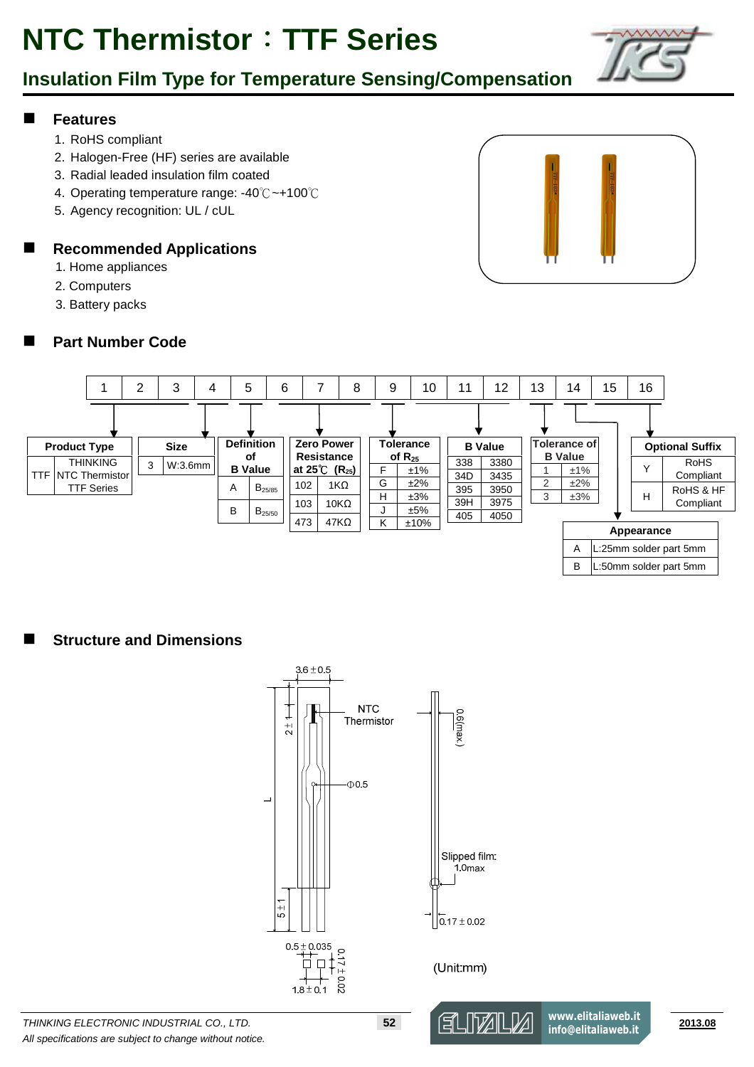# NTC Thermistor：TTF Series

## Insulation Film Type for Temperature Sensing/Compensation

## Features

1. RoHS compliant
2. Halogen-Free (HF) series are available
3. Radial leaded insulation film coated
4. Operating temperature range: -40℃~+100℃
5. Agency recognition: UL / cUL

## Recommended Applications

1. Home appliances
2. Computers
3. Battery packs

## Part Number Code

| 1 | 2 | 3 | 4 | 5 | 6 | 7 | 8 | 9 | 10 | 11 | 12 | 13 | 14 | 15 | 16 |
|---|---|---|---|---|---|---|---|---|---|---|---|---|---|---|---|

**Product Type (1–3)**

| Code | Description |
|---|---|
| TTF | THINKING NTC Thermistor TTF Series |

**Size (4)**

| Code | Size |
|---|---|
| 3 | W:3.6mm |

**Definition of B Value (5)**

| Code | Definition |
|---|---|
| A | $B_{25/85}$ |
| B | $B_{25/50}$ |

**Zero Power Resistance at 25℃ ($R_{25}$) (6–8)**

| Code | Resistance |
|---|---|
| 102 | 1KΩ |
| 103 | 10KΩ |
| 473 | 47KΩ |

**Tolerance of $R_{25}$ (9)**

| Code | Tolerance |
|---|---|
| F | ±1% |
| G | ±2% |
| H | ±3% |
| J | ±5% |
| K | ±10% |

**B Value (10–12)**

| Code | B Value |
|---|---|
| 338 | 3380 |
| 34D | 3435 |
| 395 | 3950 |
| 39H | 3975 |
| 405 | 4050 |

**Tolerance of B Value (13)**

| Code | Tolerance |
|---|---|
| 1 | ±1% |
| 2 | ±2% |
| 3 | ±3% |

**Appearance (14)**

| Code | Appearance |
|---|---|
| A | L:25mm solder part 5mm |
| B | L:50mm solder part 5mm |

**Optional Suffix (15–16)**

| Code | Description |
|---|---|
| Y | RoHS Compliant |
| H | RoHS & HF Compliant |

## Structure and Dimensions

- Width: 3.6 ± 0.5
- NTC Thermistor position: 2 ± 1
- Φ0.5
- L
- Solder part: 5 ± 1
- Thickness: 0.6(max)
- Slipped film: 1.0max
- Lead thickness: 0.17 ± 0.02
- Lead width: 0.5 ± 0.035
- Lead pitch: 1.8 ± 0.1

(Unit:mm)

*THINKING ELECTRONIC INDUSTRIAL CO., LTD.*
*All specifications are subject to change without notice.*

2013.08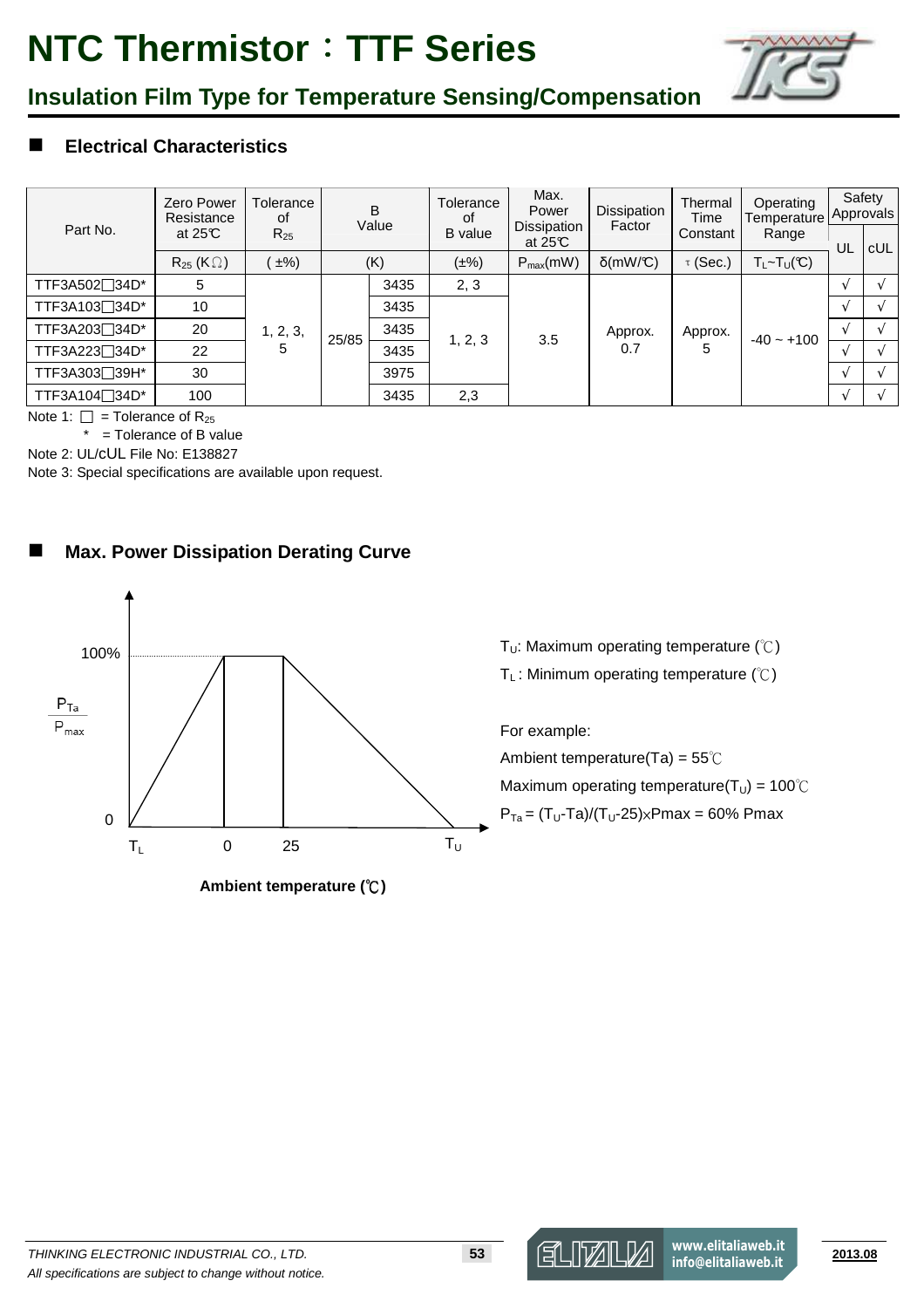# NTC Thermistor：TTF Series

## Insulation Film Type for Temperature Sensing/Compensation

### ■ Electrical Characteristics

| Part No. | Zero Power Resistance at 25℃ | Tolerance of $R_{25}$ | B Value | | Tolerance of B value | Max. Power Dissipation at 25℃ | Dissipation Factor | Thermal Time Constant | Operating Temperature Range | Safety Approvals | |
|---|---|---|---|---|---|---|---|---|---|---|---|
| | $R_{25}$ (KΩ) | ( ±%) | (K) | | (±%) | $P_{max}$(mW) | δ(mW/℃) | τ (Sec.) | $T_L$~$T_U$(℃) | UL | cUL |
| TTF3A502□34D* | 5 | 1, 2, 3, 5 | 25/85 | 3435 | 2, 3 | 3.5 | Approx. 0.7 | Approx. 5 | -40 ~ +100 | √ | √ |
| TTF3A103□34D* | 10 | | | 3435 | 1, 2, 3 | | | | | √ | √ |
| TTF3A203□34D* | 20 | | | 3435 | | | | | | √ | √ |
| TTF3A223□34D* | 22 | | | 3435 | | | | | | √ | √ |
| TTF3A303□39H* | 30 | | | 3975 | | | | | | √ | √ |
| TTF3A104□34D* | 100 | | | 3435 | 2,3 | | | | | √ | √ |

Note 1: □ = Tolerance of $R_{25}$

\* = Tolerance of B value

Note 2: UL/cUL File No: E138827

Note 3: Special specifications are available upon request.

### ■ Max. Power Dissipation Derating Curve

$T_U$: Maximum operating temperature (℃)

$T_L$ : Minimum operating temperature (℃)

For example:

Ambient temperature(Ta) = 55℃

Maximum operating temperature($T_U$) = 100℃

$P_{Ta} = (T_U\text{-}Ta)/(T_U\text{-}25) \times Pmax = 60\%\ Pmax$

**Ambient temperature (℃)**

THINKING ELECTRONIC INDUSTRIAL CO., LTD.

*All specifications are subject to change without notice.*

www.elitaliaweb.it
info@elitaliaweb.it

2013.08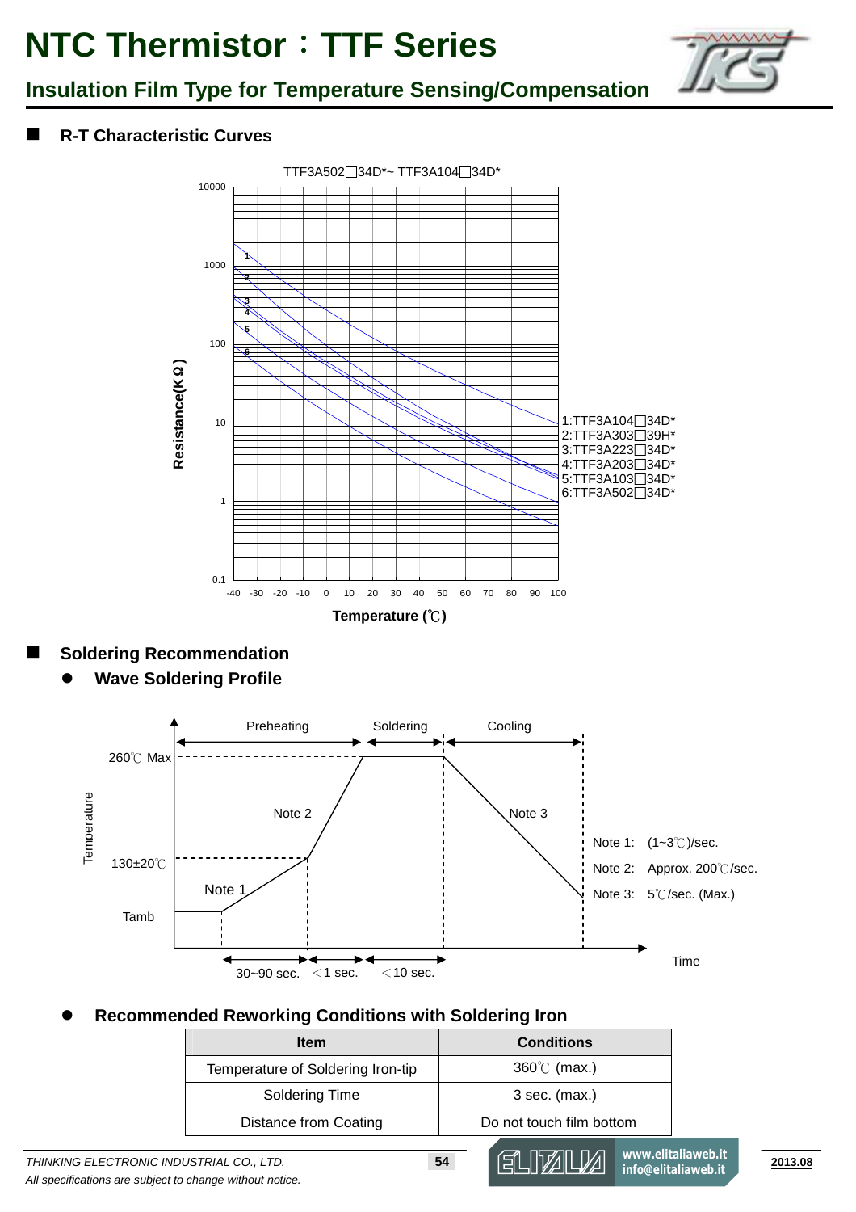# NTC Thermistor：TTF Series

## Insulation Film Type for Temperature Sensing/Compensation

### R-T Characteristic Curves

TTF3A502□34D*~ TTF3A104□34D*

Resistance(KΩ) vs Temperature (℃)

1:TTF3A104□34D*
2:TTF3A303□39H*
3:TTF3A223□34D*
4:TTF3A203□34D*
5:TTF3A103□34D*
6:TTF3A502□34D*

### Soldering Recommendation

- **Wave Soldering Profile**

Preheating | Soldering | Cooling

260℃ Max

130±20℃

Tamb

30~90 sec. ＜1 sec. ＜10 sec.

Note 1: (1~3℃)/sec.
Note 2: Approx. 200℃/sec.
Note 3: 5℃/sec. (Max.)

- **Recommended Reworking Conditions with Soldering Iron**

| Item | Conditions |
|---|---|
| Temperature of Soldering Iron-tip | 360℃ (max.) |
| Soldering Time | 3 sec. (max.) |
| Distance from Coating | Do not touch film bottom |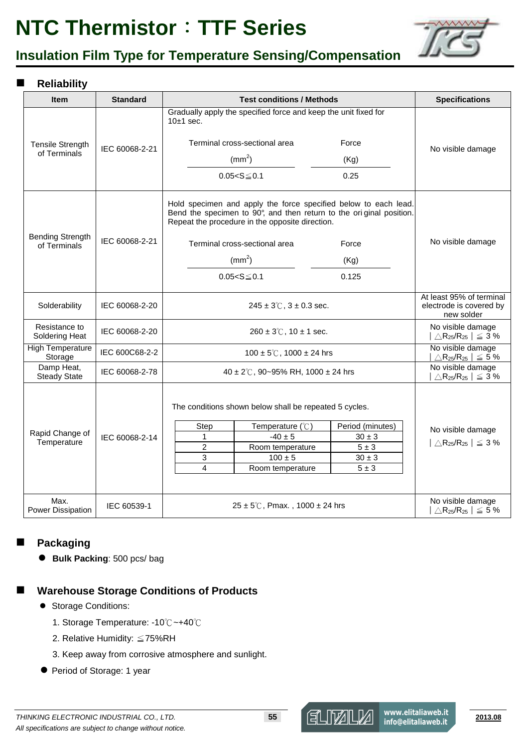# NTC Thermistor：TTF Series

## Insulation Film Type for Temperature Sensing/Compensation

## Reliability

| Item | Standard | Test conditions / Methods | Specifications |
|---|---|---|---|
| Tensile Strength of Terminals | IEC 60068-2-21 | Gradually apply the specified force and keep the unit fixed for 10±1 sec.<br>Terminal cross-sectional area ($mm^2$) / Force (Kg)<br>0.05<S≦0.1 / 0.25 | No visible damage |
| Bending Strength of Terminals | IEC 60068-2-21 | Hold specimen and apply the force specified below to each lead. Bend the specimen to 90° and then return to the original position. Repeat the procedure in the opposite direction.<br>Terminal cross-sectional area ($mm^2$) / Force (Kg)<br>0.05<S≦0.1 / 0.125 | No visible damage |
| Solderability | IEC 60068-2-20 | 245 ± 3℃, 3 ± 0.3 sec. | At least 95% of terminal electrode is covered by new solder |
| Resistance to Soldering Heat | IEC 60068-2-20 | 260 ± 3℃, 10 ± 1 sec. | No visible damage<br>$\lvert \triangle R_{25}/R_{25} \rvert \leqq 3$ % |
| High Temperature Storage | IEC 600C68-2-2 | 100 ± 5℃, 1000 ± 24 hrs | No visible damage<br>$\lvert \triangle R_{25}/R_{25} \rvert \leqq 5$ % |
| Damp Heat, Steady State | IEC 60068-2-78 | 40 ± 2℃, 90~95% RH, 1000 ± 24 hrs | No visible damage<br>$\lvert \triangle R_{25}/R_{25} \rvert \leqq 3$ % |
| Rapid Change of Temperature | IEC 60068-2-14 | The conditions shown below shall be repeated 5 cycles.<br>Step / Temperature (℃) / Period (minutes)<br>1 / -40 ± 5 / 30 ± 3<br>2 / Room temperature / 5 ± 3<br>3 / 100 ± 5 / 30 ± 3<br>4 / Room temperature / 5 ± 3 | No visible damage<br>$\lvert \triangle R_{25}/R_{25} \rvert \leqq 3$ % |
| Max. Power Dissipation | IEC 60539-1 | 25 ± 5℃, Pmax., 1000 ± 24 hrs | No visible damage<br>$\lvert \triangle R_{25}/R_{25} \rvert \leqq 5$ % |

## Packaging

- **Bulk Packing**: 500 pcs/ bag

## Warehouse Storage Conditions of Products

- Storage Conditions:
  1. Storage Temperature: -10℃~+40℃
  2. Relative Humidity: ≦75%RH
  3. Keep away from corrosive atmosphere and sunlight.
- Period of Storage: 1 year

*THINKING ELECTRONIC INDUSTRIAL CO., LTD.*
*All specifications are subject to change without notice.*

www.elitaliaweb.it
info@elitaliaweb.it

2013.08